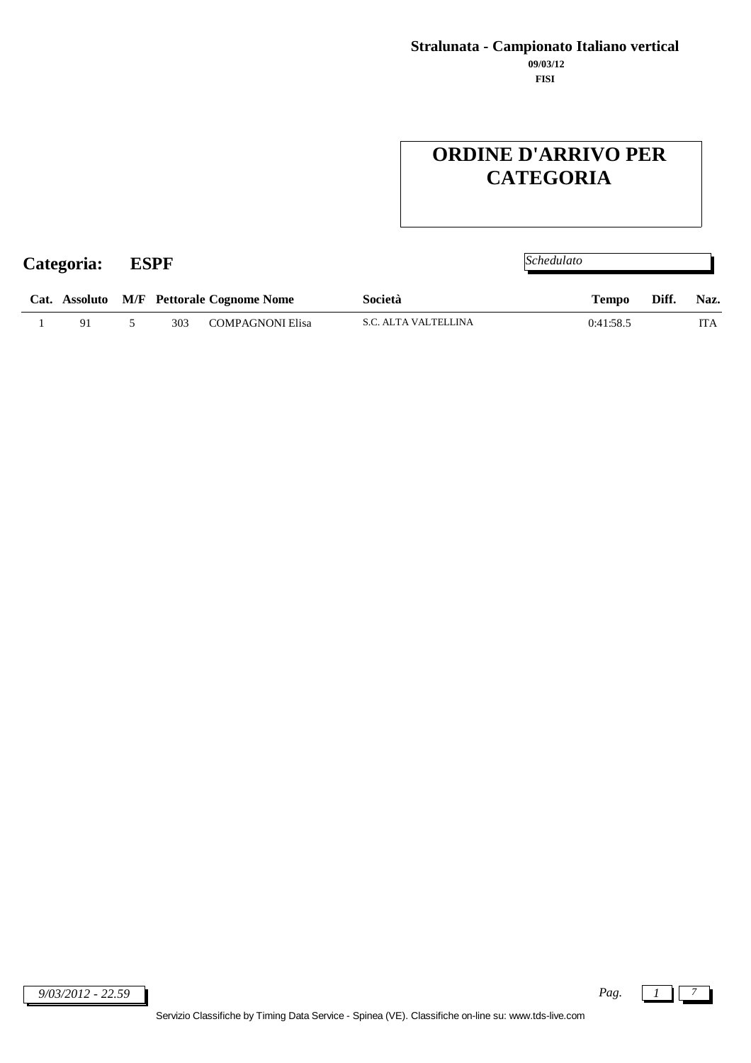**Stralunata - Campionato Italiano vertical**

**09/03/12**

**FISI**

# ORDINE D'ARRIVO PER CATEGORIA

## Categoria: ESPF

*Schedulato*

| Cat. | Assoluto | M/F | Pettorale | Cognome Nome | Società | Tempo | Diff. | Naz. |
|---|---|---|---|---|---|---|---|---|
| 1 | 91 | 5 | 303 | COMPAGNONI Elisa | S.C. ALTA VALTELLINA | 0:41:58.5 | | ITA |

*9/03/2012 - 22.59*

Servizio Classifiche by Timing Data Service - Spinea (VE). Classifiche on-line su: www.tds-live.com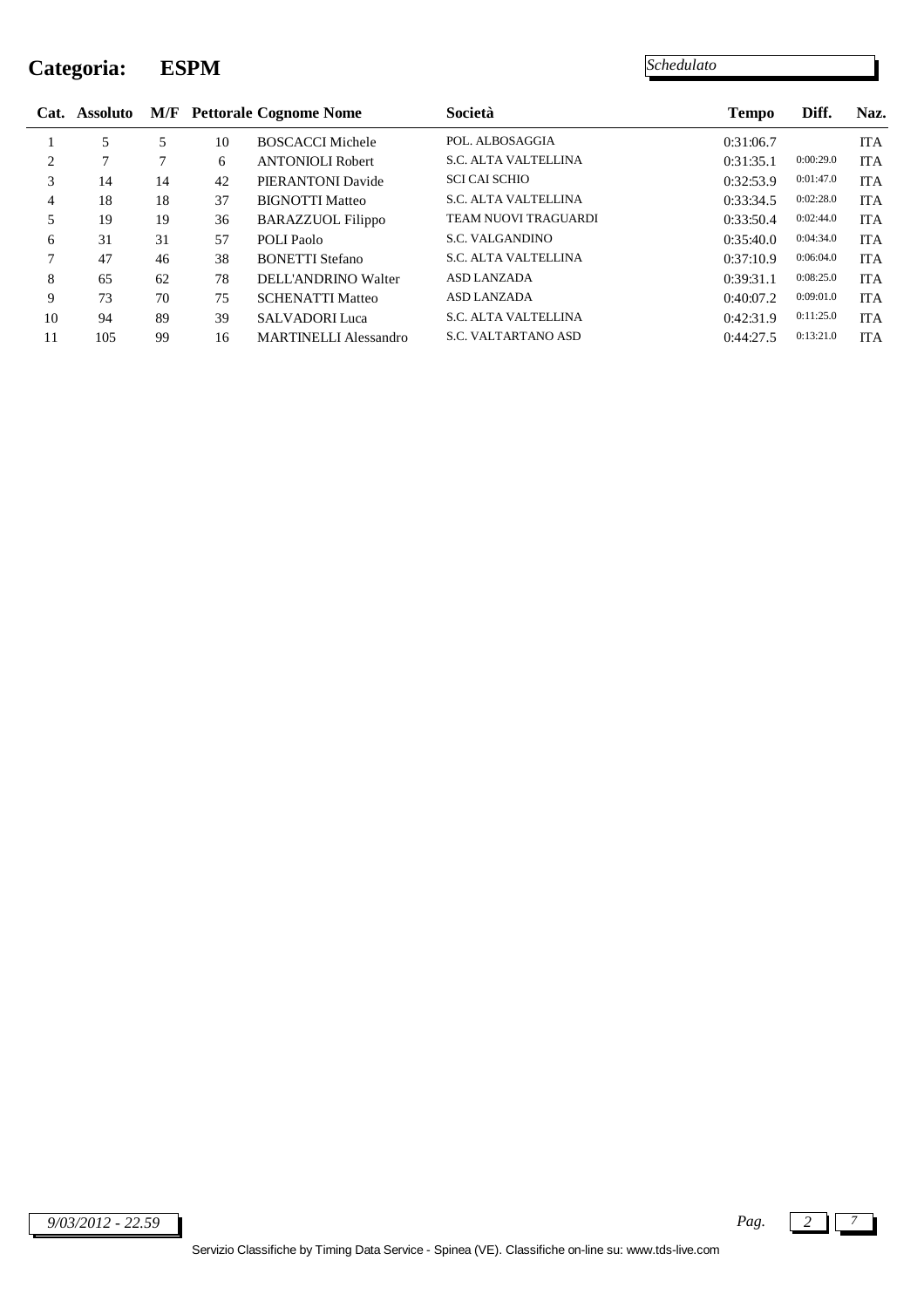# Categoria: ESPM

*Schedulato*

| Cat. | Assoluto | M/F | Pettorale | Cognome Nome | Società | Tempo | Diff. | Naz. |
|---|---|---|---|---|---|---|---|---|
| 1 | 5 | 5 | 10 | BOSCACCI Michele | POL. ALBOSAGGIA | 0:31:06.7 | | ITA |
| 2 | 7 | 7 | 6 | ANTONIOLI Robert | S.C. ALTA VALTELLINA | 0:31:35.1 | 0:00:29.0 | ITA |
| 3 | 14 | 14 | 42 | PIERANTONI Davide | SCI CAI SCHIO | 0:32:53.9 | 0:01:47.0 | ITA |
| 4 | 18 | 18 | 37 | BIGNOTTI Matteo | S.C. ALTA VALTELLINA | 0:33:34.5 | 0:02:28.0 | ITA |
| 5 | 19 | 19 | 36 | BARAZZUOL Filippo | TEAM NUOVI TRAGUARDI | 0:33:50.4 | 0:02:44.0 | ITA |
| 6 | 31 | 31 | 57 | POLI Paolo | S.C. VALGANDINO | 0:35:40.0 | 0:04:34.0 | ITA |
| 7 | 47 | 46 | 38 | BONETTI Stefano | S.C. ALTA VALTELLINA | 0:37:10.9 | 0:06:04.0 | ITA |
| 8 | 65 | 62 | 78 | DELL'ANDRINO Walter | ASD LANZADA | 0:39:31.1 | 0:08:25.0 | ITA |
| 9 | 73 | 70 | 75 | SCHENATTI Matteo | ASD LANZADA | 0:40:07.2 | 0:09:01.0 | ITA |
| 10 | 94 | 89 | 39 | SALVADORI Luca | S.C. ALTA VALTELLINA | 0:42:31.9 | 0:11:25.0 | ITA |
| 11 | 105 | 99 | 16 | MARTINELLI Alessandro | S.C. VALTARTANO ASD | 0:44:27.5 | 0:13:21.0 | ITA |

*9/03/2012 - 22.59*

Servizio Classifiche by Timing Data Service - Spinea (VE). Classifiche on-line su: www.tds-live.com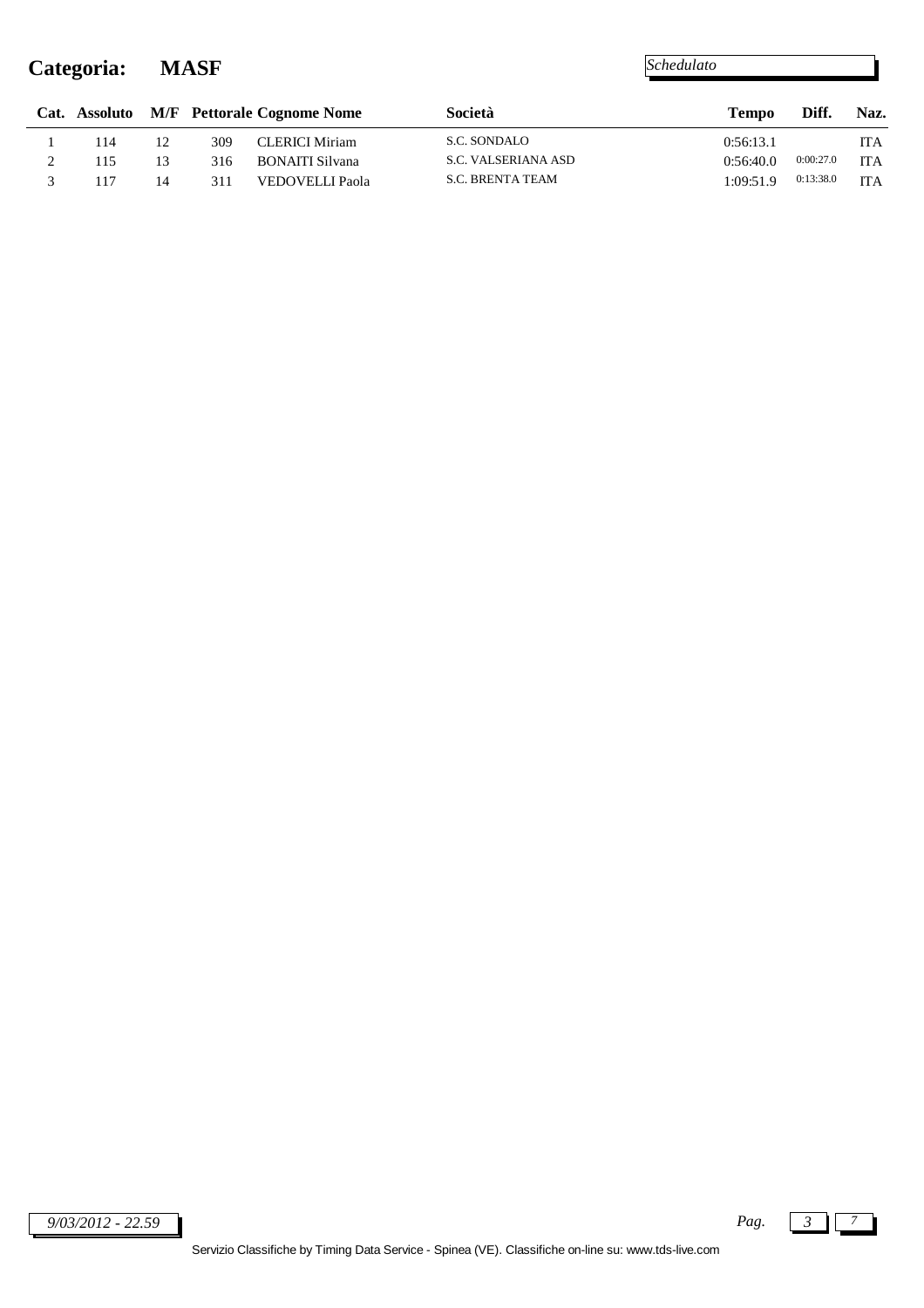# Categoria: MASF

*Schedulato*

| Cat. | Assoluto | M/F | Pettorale | Cognome Nome | Società | Tempo | Diff. | Naz. |
|---|---|---|---|---|---|---|---|---|
| 1 | 114 | 12 | 309 | CLERICI Miriam | S.C. SONDALO | 0:56:13.1 | | ITA |
| 2 | 115 | 13 | 316 | BONAITI Silvana | S.C. VALSERIANA ASD | 0:56:40.0 | 0:00:27.0 | ITA |
| 3 | 117 | 14 | 311 | VEDOVELLI Paola | S.C. BRENTA TEAM | 1:09:51.9 | 0:13:38.0 | ITA |

*9/03/2012 - 22.59*

Servizio Classifiche by Timing Data Service - Spinea (VE). Classifiche on-line su: www.tds-live.com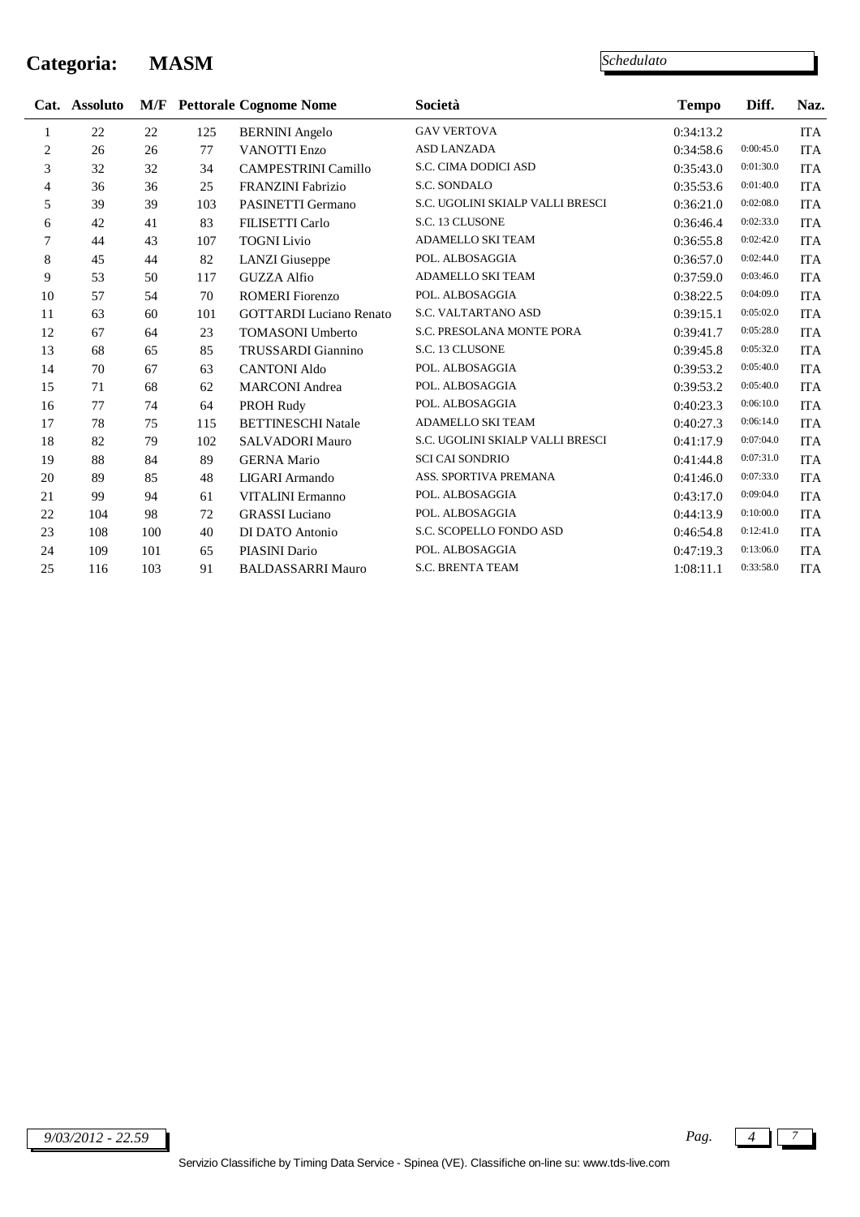# Categoria: MASM

*Schedulato*

| Cat. | Assoluto | M/F | Pettorale | Cognome Nome | Società | Tempo | Diff. | Naz. |
|---|---|---|---|---|---|---|---|---|
| 1 | 22 | 22 | 125 | BERNINI Angelo | GAV VERTOVA | 0:34:13.2 | | ITA |
| 2 | 26 | 26 | 77 | VANOTTI Enzo | ASD LANZADA | 0:34:58.6 | 0:00:45.0 | ITA |
| 3 | 32 | 32 | 34 | CAMPESTRINI Camillo | S.C. CIMA DODICI ASD | 0:35:43.0 | 0:01:30.0 | ITA |
| 4 | 36 | 36 | 25 | FRANZINI Fabrizio | S.C. SONDALO | 0:35:53.6 | 0:01:40.0 | ITA |
| 5 | 39 | 39 | 103 | PASINETTI Germano | S.C. UGOLINI SKIALP VALLI BRESCI | 0:36:21.0 | 0:02:08.0 | ITA |
| 6 | 42 | 41 | 83 | FILISETTI Carlo | S.C. 13 CLUSONE | 0:36:46.4 | 0:02:33.0 | ITA |
| 7 | 44 | 43 | 107 | TOGNI Livio | ADAMELLO SKI TEAM | 0:36:55.8 | 0:02:42.0 | ITA |
| 8 | 45 | 44 | 82 | LANZI Giuseppe | POL. ALBOSAGGIA | 0:36:57.0 | 0:02:44.0 | ITA |
| 9 | 53 | 50 | 117 | GUZZA Alfio | ADAMELLO SKI TEAM | 0:37:59.0 | 0:03:46.0 | ITA |
| 10 | 57 | 54 | 70 | ROMERI Fiorenzo | POL. ALBOSAGGIA | 0:38:22.5 | 0:04:09.0 | ITA |
| 11 | 63 | 60 | 101 | GOTTARDI Luciano Renato | S.C. VALTARTANO ASD | 0:39:15.1 | 0:05:02.0 | ITA |
| 12 | 67 | 64 | 23 | TOMASONI Umberto | S.C. PRESOLANA MONTE PORA | 0:39:41.7 | 0:05:28.0 | ITA |
| 13 | 68 | 65 | 85 | TRUSSARDI Giannino | S.C. 13 CLUSONE | 0:39:45.8 | 0:05:32.0 | ITA |
| 14 | 70 | 67 | 63 | CANTONI Aldo | POL. ALBOSAGGIA | 0:39:53.2 | 0:05:40.0 | ITA |
| 15 | 71 | 68 | 62 | MARCONI Andrea | POL. ALBOSAGGIA | 0:39:53.2 | 0:05:40.0 | ITA |
| 16 | 77 | 74 | 64 | PROH Rudy | POL. ALBOSAGGIA | 0:40:23.3 | 0:06:10.0 | ITA |
| 17 | 78 | 75 | 115 | BETTINESCHI Natale | ADAMELLO SKI TEAM | 0:40:27.3 | 0:06:14.0 | ITA |
| 18 | 82 | 79 | 102 | SALVADORI Mauro | S.C. UGOLINI SKIALP VALLI BRESCI | 0:41:17.9 | 0:07:04.0 | ITA |
| 19 | 88 | 84 | 89 | GERNA Mario | SCI CAI SONDRIO | 0:41:44.8 | 0:07:31.0 | ITA |
| 20 | 89 | 85 | 48 | LIGARI Armando | ASS. SPORTIVA PREMANA | 0:41:46.0 | 0:07:33.0 | ITA |
| 21 | 99 | 94 | 61 | VITALINI Ermanno | POL. ALBOSAGGIA | 0:43:17.0 | 0:09:04.0 | ITA |
| 22 | 104 | 98 | 72 | GRASSI Luciano | POL. ALBOSAGGIA | 0:44:13.9 | 0:10:00.0 | ITA |
| 23 | 108 | 100 | 40 | DI DATO Antonio | S.C. SCOPELLO FONDO ASD | 0:46:54.8 | 0:12:41.0 | ITA |
| 24 | 109 | 101 | 65 | PIASINI Dario | POL. ALBOSAGGIA | 0:47:19.3 | 0:13:06.0 | ITA |
| 25 | 116 | 103 | 91 | BALDASSARRI Mauro | S.C. BRENTA TEAM | 1:08:11.1 | 0:33:58.0 | ITA |

*9/03/2012 - 22.59*

Servizio Classifiche by Timing Data Service - Spinea (VE). Classifiche on-line su: www.tds-live.com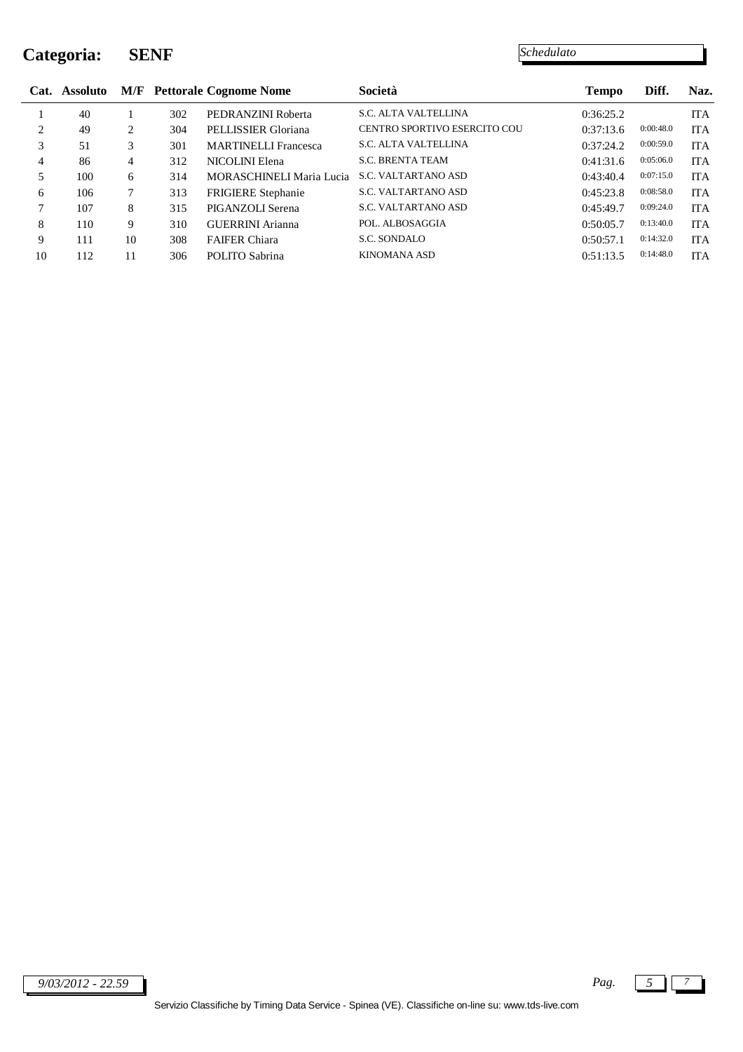# Categoria: SENF

*Schedulato*

| Cat. | Assoluto | M/F | Pettorale | Cognome Nome | Società | Tempo | Diff. | Naz. |
|---|---|---|---|---|---|---|---|---|
| 1 | 40 | 1 | 302 | PEDRANZINI Roberta | S.C. ALTA VALTELLINA | 0:36:25.2 | | ITA |
| 2 | 49 | 2 | 304 | PELLISSIER Gloriana | CENTRO SPORTIVO ESERCITO COU | 0:37:13.6 | 0:00:48.0 | ITA |
| 3 | 51 | 3 | 301 | MARTINELLI Francesca | S.C. ALTA VALTELLINA | 0:37:24.2 | 0:00:59.0 | ITA |
| 4 | 86 | 4 | 312 | NICOLINI Elena | S.C. BRENTA TEAM | 0:41:31.6 | 0:05:06.0 | ITA |
| 5 | 100 | 6 | 314 | MORASCHINELI Maria Lucia | S.C. VALTARTANO ASD | 0:43:40.4 | 0:07:15.0 | ITA |
| 6 | 106 | 7 | 313 | FRIGIERE Stephanie | S.C. VALTARTANO ASD | 0:45:23.8 | 0:08:58.0 | ITA |
| 7 | 107 | 8 | 315 | PIGANZOLI Serena | S.C. VALTARTANO ASD | 0:45:49.7 | 0:09:24.0 | ITA |
| 8 | 110 | 9 | 310 | GUERRINI Arianna | POL. ALBOSAGGIA | 0:50:05.7 | 0:13:40.0 | ITA |
| 9 | 111 | 10 | 308 | FAIFER Chiara | S.C. SONDALO | 0:50:57.1 | 0:14:32.0 | ITA |
| 10 | 112 | 11 | 306 | POLITO Sabrina | KINOMANA ASD | 0:51:13.5 | 0:14:48.0 | ITA |

*9/03/2012 - 22.59*

Servizio Classifiche by Timing Data Service - Spinea (VE). Classifiche on-line su: www.tds-live.com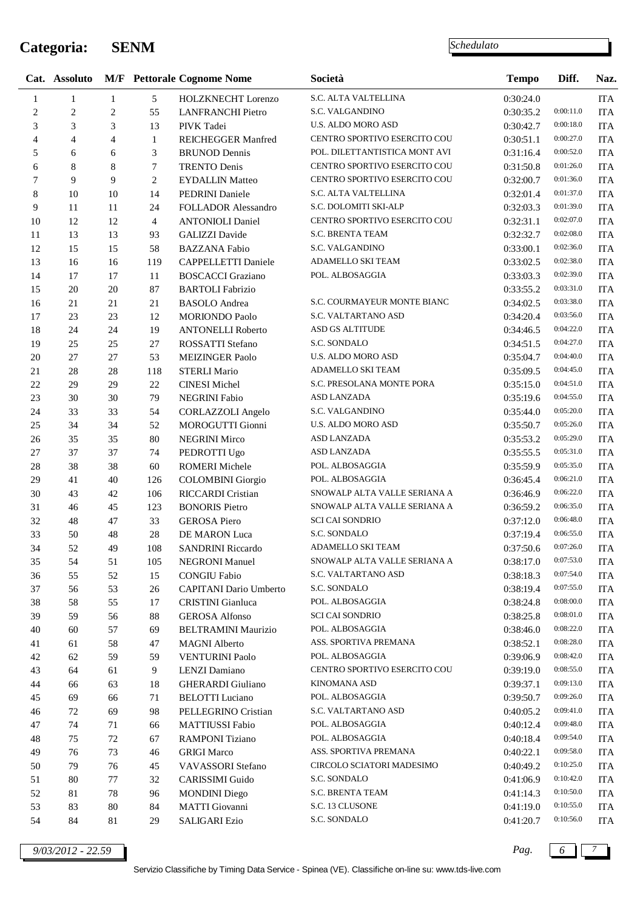# Categoria: SENM

*Schedulato*

| Cat. | Assoluto | M/F | Pettorale | Cognome Nome | Società | Tempo | Diff. | Naz. |
|---|---|---|---|---|---|---|---|---|
| 1 | 1 | 1 | 5 | HOLZKNECHT Lorenzo | S.C. ALTA VALTELLINA | 0:30:24.0 | | ITA |
| 2 | 2 | 2 | 55 | LANFRANCHI Pietro | S.C. VALGANDINO | 0:30:35.2 | 0:00:11.0 | ITA |
| 3 | 3 | 3 | 13 | PIVK Tadei | U.S. ALDO MORO ASD | 0:30:42.7 | 0:00:18.0 | ITA |
| 4 | 4 | 4 | 1 | REICHEGGER Manfred | CENTRO SPORTIVO ESERCITO COU | 0:30:51.1 | 0:00:27.0 | ITA |
| 5 | 6 | 6 | 3 | BRUNOD Dennis | POL. DILETTANTISTICA MONT AVI | 0:31:16.4 | 0:00:52.0 | ITA |
| 6 | 8 | 8 | 7 | TRENTO Denis | CENTRO SPORTIVO ESERCITO COU | 0:31:50.8 | 0:01:26.0 | ITA |
| 7 | 9 | 9 | 2 | EYDALLIN Matteo | CENTRO SPORTIVO ESERCITO COU | 0:32:00.7 | 0:01:36.0 | ITA |
| 8 | 10 | 10 | 14 | PEDRINI Daniele | S.C. ALTA VALTELLINA | 0:32:01.4 | 0:01:37.0 | ITA |
| 9 | 11 | 11 | 24 | FOLLADOR Alessandro | S.C. DOLOMITI SKI-ALP | 0:32:03.3 | 0:01:39.0 | ITA |
| 10 | 12 | 12 | 4 | ANTONIOLI Daniel | CENTRO SPORTIVO ESERCITO COU | 0:32:31.1 | 0:02:07.0 | ITA |
| 11 | 13 | 13 | 93 | GALIZZI Davide | S.C. BRENTA TEAM | 0:32:32.7 | 0:02:08.0 | ITA |
| 12 | 15 | 15 | 58 | BAZZANA Fabio | S.C. VALGANDINO | 0:33:00.1 | 0:02:36.0 | ITA |
| 13 | 16 | 16 | 119 | CAPPELLETTI Daniele | ADAMELLO SKI TEAM | 0:33:02.5 | 0:02:38.0 | ITA |
| 14 | 17 | 17 | 11 | BOSCACCI Graziano | POL. ALBOSAGGIA | 0:33:03.3 | 0:02:39.0 | ITA |
| 15 | 20 | 20 | 87 | BARTOLI Fabrizio | | 0:33:55.2 | 0:03:31.0 | ITA |
| 16 | 21 | 21 | 21 | BASOLO Andrea | S.C. COURMAYEUR MONTE BIANC | 0:34:02.5 | 0:03:38.0 | ITA |
| 17 | 23 | 23 | 12 | MORIONDO Paolo | S.C. VALTARTANO ASD | 0:34:20.4 | 0:03:56.0 | ITA |
| 18 | 24 | 24 | 19 | ANTONELLI Roberto | ASD GS ALTITUDE | 0:34:46.5 | 0:04:22.0 | ITA |
| 19 | 25 | 25 | 27 | ROSSATTI Stefano | S.C. SONDALO | 0:34:51.5 | 0:04:27.0 | ITA |
| 20 | 27 | 27 | 53 | MEIZINGER Paolo | U.S. ALDO MORO ASD | 0:35:04.7 | 0:04:40.0 | ITA |
| 21 | 28 | 28 | 118 | STERLI Mario | ADAMELLO SKI TEAM | 0:35:09.5 | 0:04:45.0 | ITA |
| 22 | 29 | 29 | 22 | CINESI Michel | S.C. PRESOLANA MONTE PORA | 0:35:15.0 | 0:04:51.0 | ITA |
| 23 | 30 | 30 | 79 | NEGRINI Fabio | ASD LANZADA | 0:35:19.6 | 0:04:55.0 | ITA |
| 24 | 33 | 33 | 54 | CORLAZZOLI Angelo | S.C. VALGANDINO | 0:35:44.0 | 0:05:20.0 | ITA |
| 25 | 34 | 34 | 52 | MOROGUTTI Gionni | U.S. ALDO MORO ASD | 0:35:50.7 | 0:05:26.0 | ITA |
| 26 | 35 | 35 | 80 | NEGRINI Mirco | ASD LANZADA | 0:35:53.2 | 0:05:29.0 | ITA |
| 27 | 37 | 37 | 74 | PEDROTTI Ugo | ASD LANZADA | 0:35:55.5 | 0:05:31.0 | ITA |
| 28 | 38 | 38 | 60 | ROMERI Michele | POL. ALBOSAGGIA | 0:35:59.9 | 0:05:35.0 | ITA |
| 29 | 41 | 40 | 126 | COLOMBINI Giorgio | POL. ALBOSAGGIA | 0:36:45.4 | 0:06:21.0 | ITA |
| 30 | 43 | 42 | 106 | RICCARDI Cristian | SNOWALP ALTA VALLE SERIANA A | 0:36:46.9 | 0:06:22.0 | ITA |
| 31 | 46 | 45 | 123 | BONORIS Pietro | SNOWALP ALTA VALLE SERIANA A | 0:36:59.2 | 0:06:35.0 | ITA |
| 32 | 48 | 47 | 33 | GEROSA Piero | SCI CAI SONDRIO | 0:37:12.0 | 0:06:48.0 | ITA |
| 33 | 50 | 48 | 28 | DE MARON Luca | S.C. SONDALO | 0:37:19.4 | 0:06:55.0 | ITA |
| 34 | 52 | 49 | 108 | SANDRINI Riccardo | ADAMELLO SKI TEAM | 0:37:50.6 | 0:07:26.0 | ITA |
| 35 | 54 | 51 | 105 | NEGRONI Manuel | SNOWALP ALTA VALLE SERIANA A | 0:38:17.0 | 0:07:53.0 | ITA |
| 36 | 55 | 52 | 15 | CONGIU Fabio | S.C. VALTARTANO ASD | 0:38:18.3 | 0:07:54.0 | ITA |
| 37 | 56 | 53 | 26 | CAPITANI Dario Umberto | S.C. SONDALO | 0:38:19.4 | 0:07:55.0 | ITA |
| 38 | 58 | 55 | 17 | CRISTINI Gianluca | POL. ALBOSAGGIA | 0:38:24.8 | 0:08:00.0 | ITA |
| 39 | 59 | 56 | 88 | GEROSA Alfonso | SCI CAI SONDRIO | 0:38:25.8 | 0:08:01.0 | ITA |
| 40 | 60 | 57 | 69 | BELTRAMINI Maurizio | POL. ALBOSAGGIA | 0:38:46.0 | 0:08:22.0 | ITA |
| 41 | 61 | 58 | 47 | MAGNI Alberto | ASS. SPORTIVA PREMANA | 0:38:52.1 | 0:08:28.0 | ITA |
| 42 | 62 | 59 | 59 | VENTURINI Paolo | POL. ALBOSAGGIA | 0:39:06.9 | 0:08:42.0 | ITA |
| 43 | 64 | 61 | 9 | LENZI Damiano | CENTRO SPORTIVO ESERCITO COU | 0:39:19.0 | 0:08:55.0 | ITA |
| 44 | 66 | 63 | 18 | GHERARDI Giuliano | KINOMANA ASD | 0:39:37.1 | 0:09:13.0 | ITA |
| 45 | 69 | 66 | 71 | BELOTTI Luciano | POL. ALBOSAGGIA | 0:39:50.7 | 0:09:26.0 | ITA |
| 46 | 72 | 69 | 98 | PELLEGRINO Cristian | S.C. VALTARTANO ASD | 0:40:05.2 | 0:09:41.0 | ITA |
| 47 | 74 | 71 | 66 | MATTIUSSI Fabio | POL. ALBOSAGGIA | 0:40:12.4 | 0:09:48.0 | ITA |
| 48 | 75 | 72 | 67 | RAMPONI Tiziano | POL. ALBOSAGGIA | 0:40:18.4 | 0:09:54.0 | ITA |
| 49 | 76 | 73 | 46 | GRIGI Marco | ASS. SPORTIVA PREMANA | 0:40:22.1 | 0:09:58.0 | ITA |
| 50 | 79 | 76 | 45 | VAVASSORI Stefano | CIRCOLO SCIATORI MADESIMO | 0:40:49.2 | 0:10:25.0 | ITA |
| 51 | 80 | 77 | 32 | CARISSIMI Guido | S.C. SONDALO | 0:41:06.9 | 0:10:42.0 | ITA |
| 52 | 81 | 78 | 96 | MONDINI Diego | S.C. BRENTA TEAM | 0:41:14.3 | 0:10:50.0 | ITA |
| 53 | 83 | 80 | 84 | MATTI Giovanni | S.C. 13 CLUSONE | 0:41:19.0 | 0:10:55.0 | ITA |
| 54 | 84 | 81 | 29 | SALIGARI Ezio | S.C. SONDALO | 0:41:20.7 | 0:10:56.0 | ITA |

*9/03/2012 - 22.59*

Servizio Classifiche by Timing Data Service - Spinea (VE). Classifiche on-line su: www.tds-live.com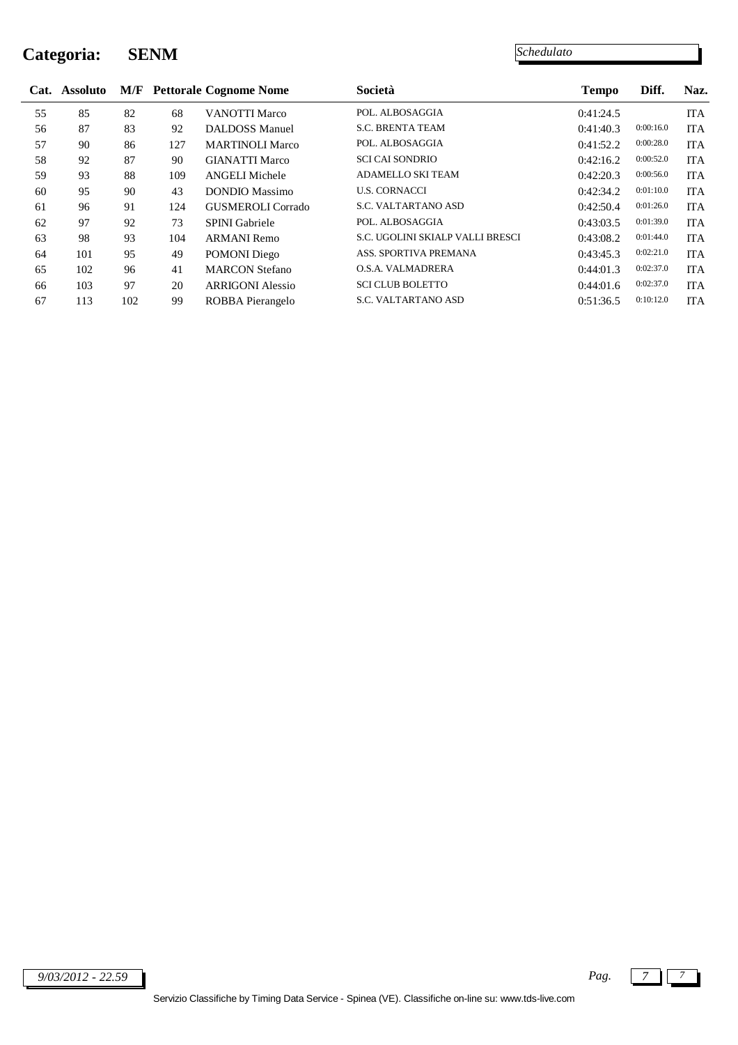# Categoria: SENM

*Schedulato*

| Cat. | Assoluto | M/F | Pettorale | Cognome Nome | Società | Tempo | Diff. | Naz. |
|---|---|---|---|---|---|---|---|---|
| 55 | 85 | 82 | 68 | VANOTTI Marco | POL. ALBOSAGGIA | 0:41:24.5 | | ITA |
| 56 | 87 | 83 | 92 | DALDOSS Manuel | S.C. BRENTA TEAM | 0:41:40.3 | 0:00:16.0 | ITA |
| 57 | 90 | 86 | 127 | MARTINOLI Marco | POL. ALBOSAGGIA | 0:41:52.2 | 0:00:28.0 | ITA |
| 58 | 92 | 87 | 90 | GIANATTI Marco | SCI CAI SONDRIO | 0:42:16.2 | 0:00:52.0 | ITA |
| 59 | 93 | 88 | 109 | ANGELI Michele | ADAMELLO SKI TEAM | 0:42:20.3 | 0:00:56.0 | ITA |
| 60 | 95 | 90 | 43 | DONDIO Massimo | U.S. CORNACCI | 0:42:34.2 | 0:01:10.0 | ITA |
| 61 | 96 | 91 | 124 | GUSMEROLI Corrado | S.C. VALTARTANO ASD | 0:42:50.4 | 0:01:26.0 | ITA |
| 62 | 97 | 92 | 73 | SPINI Gabriele | POL. ALBOSAGGIA | 0:43:03.5 | 0:01:39.0 | ITA |
| 63 | 98 | 93 | 104 | ARMANI Remo | S.C. UGOLINI SKIALP VALLI BRESCI | 0:43:08.2 | 0:01:44.0 | ITA |
| 64 | 101 | 95 | 49 | POMONI Diego | ASS. SPORTIVA PREMANA | 0:43:45.3 | 0:02:21.0 | ITA |
| 65 | 102 | 96 | 41 | MARCON Stefano | O.S.A. VALMADRERA | 0:44:01.3 | 0:02:37.0 | ITA |
| 66 | 103 | 97 | 20 | ARRIGONI Alessio | SCI CLUB BOLETTO | 0:44:01.6 | 0:02:37.0 | ITA |
| 67 | 113 | 102 | 99 | ROBBA Pierangelo | S.C. VALTARTANO ASD | 0:51:36.5 | 0:10:12.0 | ITA |

*9/03/2012 - 22.59*

Servizio Classifiche by Timing Data Service - Spinea (VE). Classifiche on-line su: www.tds-live.com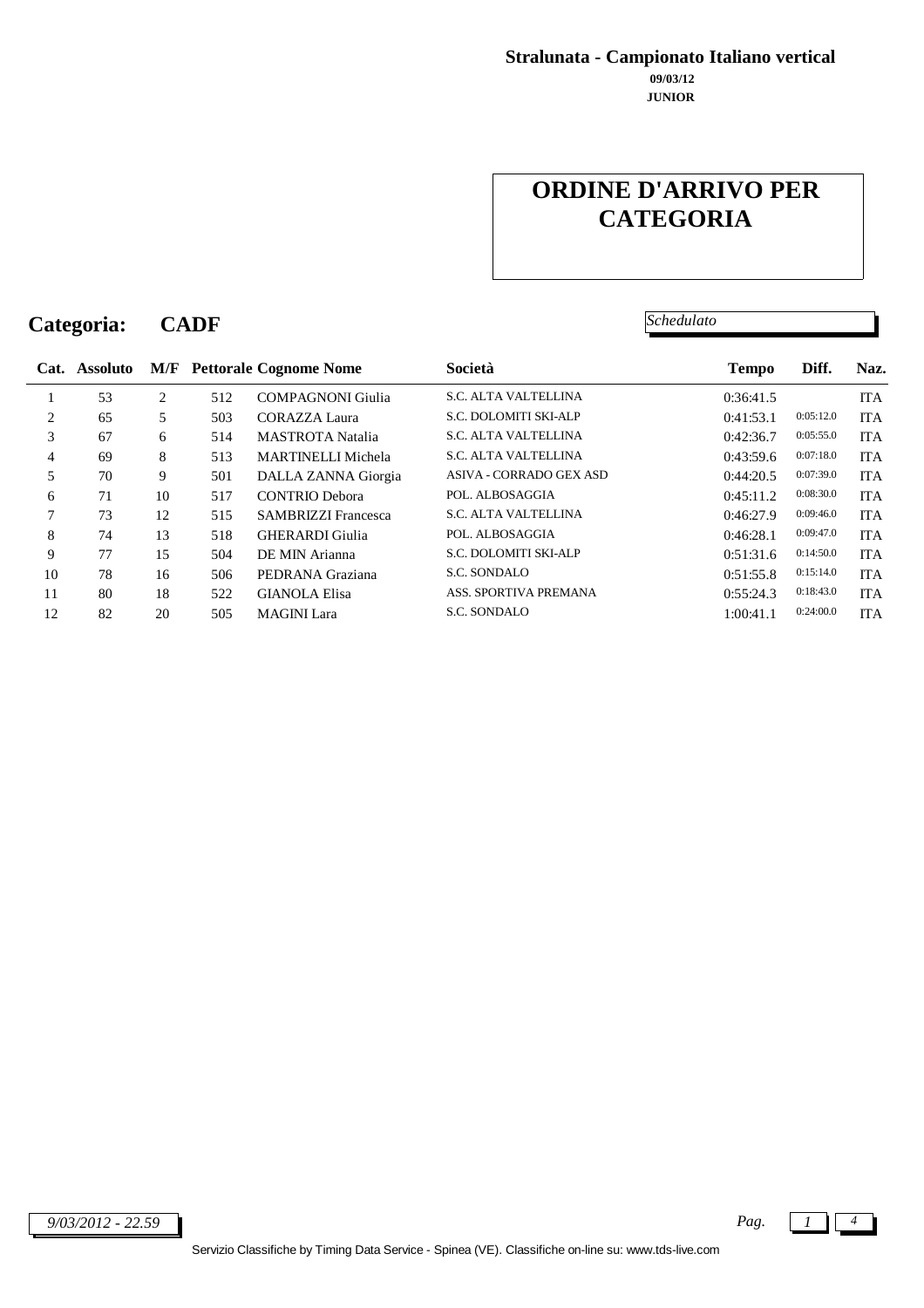**Stralunata - Campionato Italiano vertical**

**09/03/12**

**JUNIOR**

# ORDINE D'ARRIVO PER CATEGORIA

## Categoria: CADF

*Schedulato*

| Cat. | Assoluto | M/F | Pettorale | Cognome Nome | Società | Tempo | Diff. | Naz. |
|---|---|---|---|---|---|---|---|---|
| 1 | 53 | 2 | 512 | COMPAGNONI Giulia | S.C. ALTA VALTELLINA | 0:36:41.5 | | ITA |
| 2 | 65 | 5 | 503 | CORAZZA Laura | S.C. DOLOMITI SKI-ALP | 0:41:53.1 | 0:05:12.0 | ITA |
| 3 | 67 | 6 | 514 | MASTROTA Natalia | S.C. ALTA VALTELLINA | 0:42:36.7 | 0:05:55.0 | ITA |
| 4 | 69 | 8 | 513 | MARTINELLI Michela | S.C. ALTA VALTELLINA | 0:43:59.6 | 0:07:18.0 | ITA |
| 5 | 70 | 9 | 501 | DALLA ZANNA Giorgia | ASIVA - CORRADO GEX ASD | 0:44:20.5 | 0:07:39.0 | ITA |
| 6 | 71 | 10 | 517 | CONTRIO Debora | POL. ALBOSAGGIA | 0:45:11.2 | 0:08:30.0 | ITA |
| 7 | 73 | 12 | 515 | SAMBRIZZI Francesca | S.C. ALTA VALTELLINA | 0:46:27.9 | 0:09:46.0 | ITA |
| 8 | 74 | 13 | 518 | GHERARDI Giulia | POL. ALBOSAGGIA | 0:46:28.1 | 0:09:47.0 | ITA |
| 9 | 77 | 15 | 504 | DE MIN Arianna | S.C. DOLOMITI SKI-ALP | 0:51:31.6 | 0:14:50.0 | ITA |
| 10 | 78 | 16 | 506 | PEDRANA Graziana | S.C. SONDALO | 0:51:55.8 | 0:15:14.0 | ITA |
| 11 | 80 | 18 | 522 | GIANOLA Elisa | ASS. SPORTIVA PREMANA | 0:55:24.3 | 0:18:43.0 | ITA |
| 12 | 82 | 20 | 505 | MAGINI Lara | S.C. SONDALO | 1:00:41.1 | 0:24:00.0 | ITA |

*9/03/2012 - 22.59*

Servizio Classifiche by Timing Data Service - Spinea (VE). Classifiche on-line su: www.tds-live.com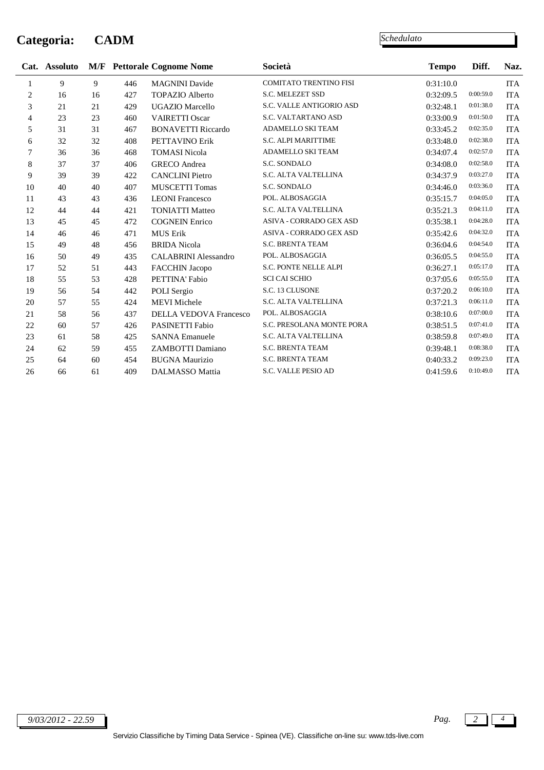# Categoria: CADM

*Schedulato*

| Cat. | Assoluto | M/F | Pettorale | Cognome Nome | Società | Tempo | Diff. | Naz. |
|---|---|---|---|---|---|---|---|---|
| 1 | 9 | 9 | 446 | MAGNINI Davide | COMITATO TRENTINO FISI | 0:31:10.0 | | ITA |
| 2 | 16 | 16 | 427 | TOPAZIO Alberto | S.C. MELEZET SSD | 0:32:09.5 | 0:00:59.0 | ITA |
| 3 | 21 | 21 | 429 | UGAZIO Marcello | S.C. VALLE ANTIGORIO ASD | 0:32:48.1 | 0:01:38.0 | ITA |
| 4 | 23 | 23 | 460 | VAIRETTI Oscar | S.C. VALTARTANO ASD | 0:33:00.9 | 0:01:50.0 | ITA |
| 5 | 31 | 31 | 467 | BONAVETTI Riccardo | ADAMELLO SKI TEAM | 0:33:45.2 | 0:02:35.0 | ITA |
| 6 | 32 | 32 | 408 | PETTAVINO Erik | S.C. ALPI MARITTIME | 0:33:48.0 | 0:02:38.0 | ITA |
| 7 | 36 | 36 | 468 | TOMASI Nicola | ADAMELLO SKI TEAM | 0:34:07.4 | 0:02:57.0 | ITA |
| 8 | 37 | 37 | 406 | GRECO Andrea | S.C. SONDALO | 0:34:08.0 | 0:02:58.0 | ITA |
| 9 | 39 | 39 | 422 | CANCLINI Pietro | S.C. ALTA VALTELLINA | 0:34:37.9 | 0:03:27.0 | ITA |
| 10 | 40 | 40 | 407 | MUSCETTI Tomas | S.C. SONDALO | 0:34:46.0 | 0:03:36.0 | ITA |
| 11 | 43 | 43 | 436 | LEONI Francesco | POL. ALBOSAGGIA | 0:35:15.7 | 0:04:05.0 | ITA |
| 12 | 44 | 44 | 421 | TONIATTI Matteo | S.C. ALTA VALTELLINA | 0:35:21.3 | 0:04:11.0 | ITA |
| 13 | 45 | 45 | 472 | COGNEIN Enrico | ASIVA - CORRADO GEX ASD | 0:35:38.1 | 0:04:28.0 | ITA |
| 14 | 46 | 46 | 471 | MUS Erik | ASIVA - CORRADO GEX ASD | 0:35:42.6 | 0:04:32.0 | ITA |
| 15 | 49 | 48 | 456 | BRIDA Nicola | S.C. BRENTA TEAM | 0:36:04.6 | 0:04:54.0 | ITA |
| 16 | 50 | 49 | 435 | CALABRINI Alessandro | POL. ALBOSAGGIA | 0:36:05.5 | 0:04:55.0 | ITA |
| 17 | 52 | 51 | 443 | FACCHIN Jacopo | S.C. PONTE NELLE ALPI | 0:36:27.1 | 0:05:17.0 | ITA |
| 18 | 55 | 53 | 428 | PETTINA' Fabio | SCI CAI SCHIO | 0:37:05.6 | 0:05:55.0 | ITA |
| 19 | 56 | 54 | 442 | POLI Sergio | S.C. 13 CLUSONE | 0:37:20.2 | 0:06:10.0 | ITA |
| 20 | 57 | 55 | 424 | MEVI Michele | S.C. ALTA VALTELLINA | 0:37:21.3 | 0:06:11.0 | ITA |
| 21 | 58 | 56 | 437 | DELLA VEDOVA Francesco | POL. ALBOSAGGIA | 0:38:10.6 | 0:07:00.0 | ITA |
| 22 | 60 | 57 | 426 | PASINETTI Fabio | S.C. PRESOLANA MONTE PORA | 0:38:51.5 | 0:07:41.0 | ITA |
| 23 | 61 | 58 | 425 | SANNA Emanuele | S.C. ALTA VALTELLINA | 0:38:59.8 | 0:07:49.0 | ITA |
| 24 | 62 | 59 | 455 | ZAMBOTTI Damiano | S.C. BRENTA TEAM | 0:39:48.1 | 0:08:38.0 | ITA |
| 25 | 64 | 60 | 454 | BUGNA Maurizio | S.C. BRENTA TEAM | 0:40:33.2 | 0:09:23.0 | ITA |
| 26 | 66 | 61 | 409 | DALMASSO Mattia | S.C. VALLE PESIO AD | 0:41:59.6 | 0:10:49.0 | ITA |

*9/03/2012 - 22.59*

Servizio Classifiche by Timing Data Service - Spinea (VE). Classifiche on-line su: www.tds-live.com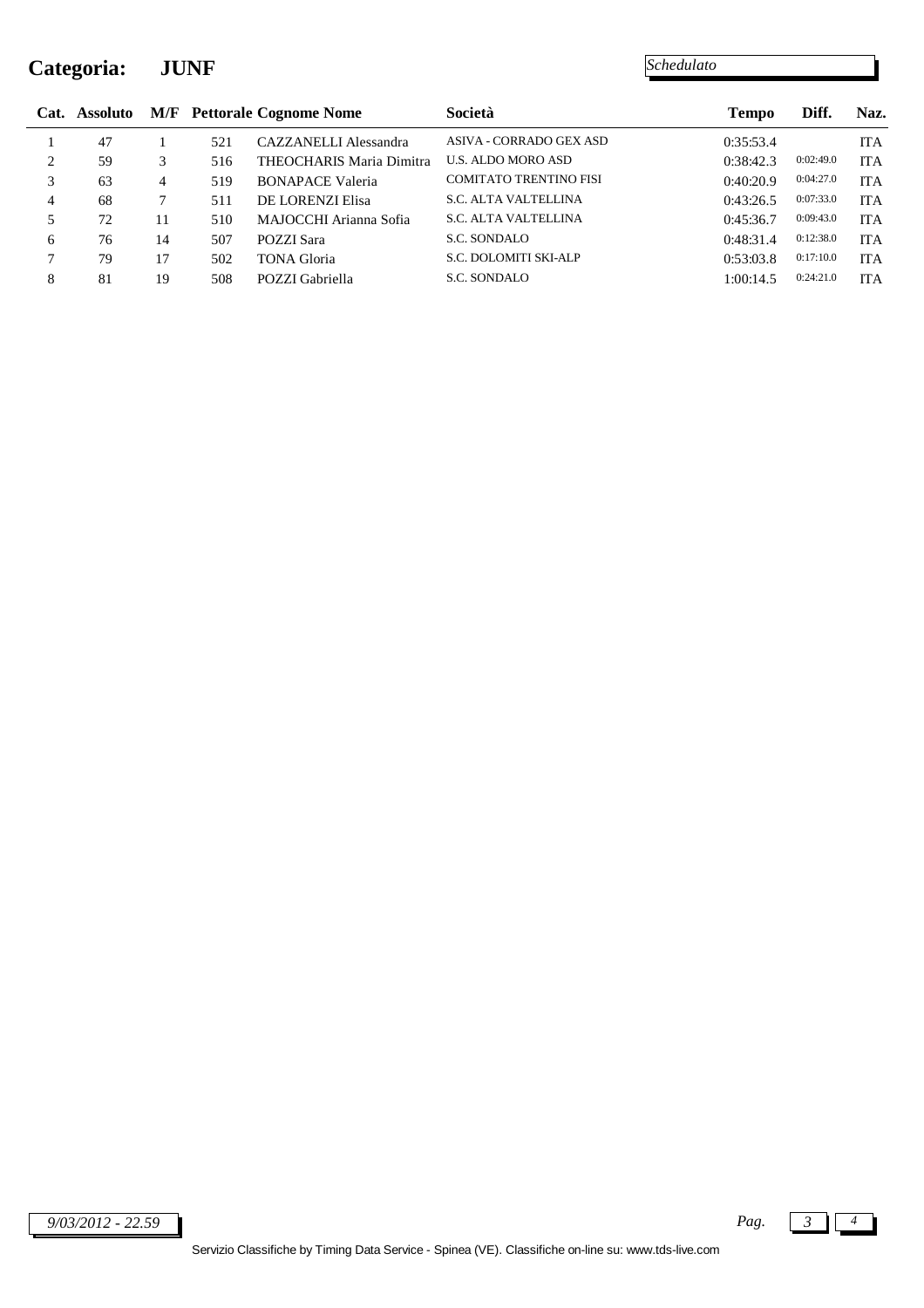# Categoria: JUNF

*Schedulato*

| Cat. | Assoluto | M/F | Pettorale | Cognome Nome | Società | Tempo | Diff. | Naz. |
|---|---|---|---|---|---|---|---|---|
| 1 | 47 | 1 | 521 | CAZZANELLI Alessandra | ASIVA - CORRADO GEX ASD | 0:35:53.4 | | ITA |
| 2 | 59 | 3 | 516 | THEOCHARIS Maria Dimitra | U.S. ALDO MORO ASD | 0:38:42.3 | 0:02:49.0 | ITA |
| 3 | 63 | 4 | 519 | BONAPACE Valeria | COMITATO TRENTINO FISI | 0:40:20.9 | 0:04:27.0 | ITA |
| 4 | 68 | 7 | 511 | DE LORENZI Elisa | S.C. ALTA VALTELLINA | 0:43:26.5 | 0:07:33.0 | ITA |
| 5 | 72 | 11 | 510 | MAJOCCHI Arianna Sofia | S.C. ALTA VALTELLINA | 0:45:36.7 | 0:09:43.0 | ITA |
| 6 | 76 | 14 | 507 | POZZI Sara | S.C. SONDALO | 0:48:31.4 | 0:12:38.0 | ITA |
| 7 | 79 | 17 | 502 | TONA Gloria | S.C. DOLOMITI SKI-ALP | 0:53:03.8 | 0:17:10.0 | ITA |
| 8 | 81 | 19 | 508 | POZZI Gabriella | S.C. SONDALO | 1:00:14.5 | 0:24:21.0 | ITA |

*9/03/2012 - 22.59*

Servizio Classifiche by Timing Data Service - Spinea (VE). Classifiche on-line su: www.tds-live.com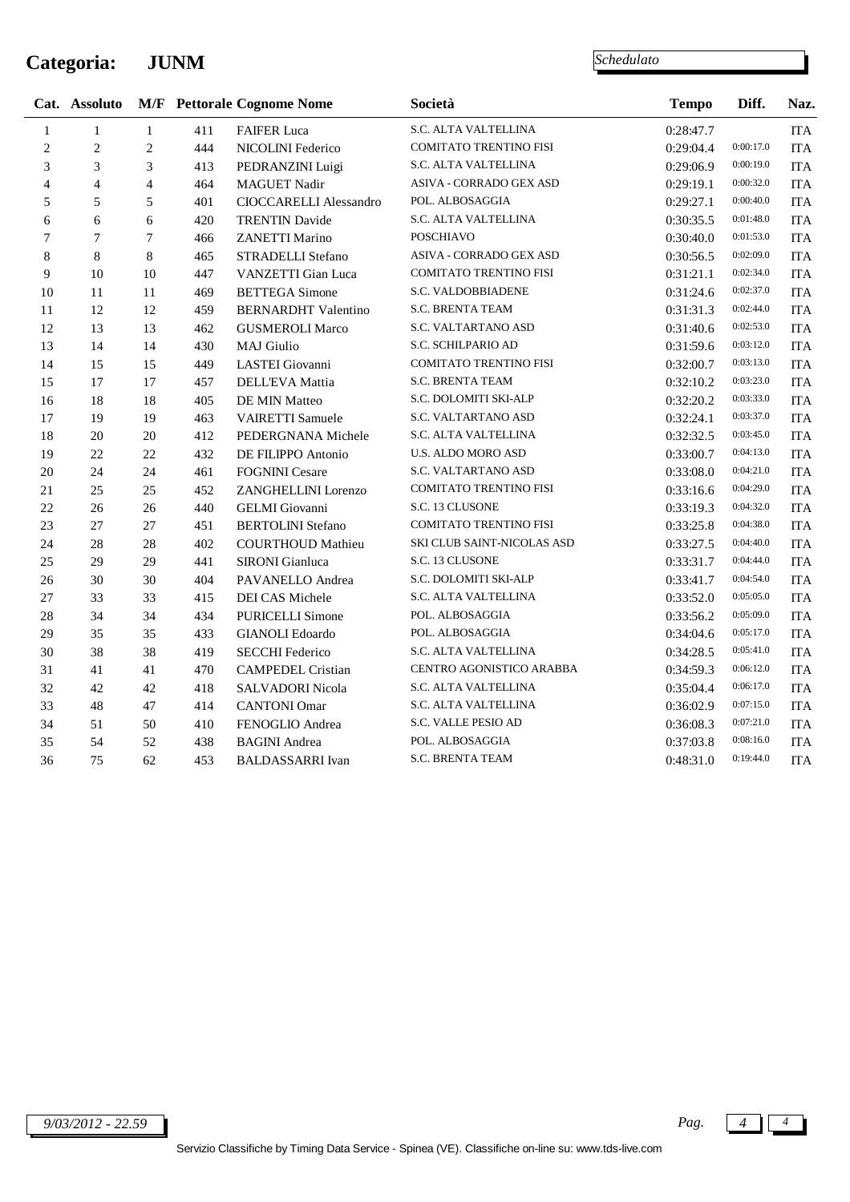# Categoria: JUNM

*Schedulato*

| Cat. | Assoluto | M/F | Pettorale | Cognome Nome | Società | Tempo | Diff. | Naz. |
|---|---|---|---|---|---|---|---|---|
| 1 | 1 | 1 | 411 | FAIFER Luca | S.C. ALTA VALTELLINA | 0:28:47.7 | | ITA |
| 2 | 2 | 2 | 444 | NICOLINI Federico | COMITATO TRENTINO FISI | 0:29:04.4 | 0:00:17.0 | ITA |
| 3 | 3 | 3 | 413 | PEDRANZINI Luigi | S.C. ALTA VALTELLINA | 0:29:06.9 | 0:00:19.0 | ITA |
| 4 | 4 | 4 | 464 | MAGUET Nadir | ASIVA - CORRADO GEX ASD | 0:29:19.1 | 0:00:32.0 | ITA |
| 5 | 5 | 5 | 401 | CIOCCARELLI Alessandro | POL. ALBOSAGGIA | 0:29:27.1 | 0:00:40.0 | ITA |
| 6 | 6 | 6 | 420 | TRENTIN Davide | S.C. ALTA VALTELLINA | 0:30:35.5 | 0:01:48.0 | ITA |
| 7 | 7 | 7 | 466 | ZANETTI Marino | POSCHIAVO | 0:30:40.0 | 0:01:53.0 | ITA |
| 8 | 8 | 8 | 465 | STRADELLI Stefano | ASIVA - CORRADO GEX ASD | 0:30:56.5 | 0:02:09.0 | ITA |
| 9 | 10 | 10 | 447 | VANZETTI Gian Luca | COMITATO TRENTINO FISI | 0:31:21.1 | 0:02:34.0 | ITA |
| 10 | 11 | 11 | 469 | BETTEGA Simone | S.C. VALDOBBIADENE | 0:31:24.6 | 0:02:37.0 | ITA |
| 11 | 12 | 12 | 459 | BERNARDHT Valentino | S.C. BRENTA TEAM | 0:31:31.3 | 0:02:44.0 | ITA |
| 12 | 13 | 13 | 462 | GUSMEROLI Marco | S.C. VALTARTANO ASD | 0:31:40.6 | 0:02:53.0 | ITA |
| 13 | 14 | 14 | 430 | MAJ Giulio | S.C. SCHILPARIO AD | 0:31:59.6 | 0:03:12.0 | ITA |
| 14 | 15 | 15 | 449 | LASTEI Giovanni | COMITATO TRENTINO FISI | 0:32:00.7 | 0:03:13.0 | ITA |
| 15 | 17 | 17 | 457 | DELL'EVA Mattia | S.C. BRENTA TEAM | 0:32:10.2 | 0:03:23.0 | ITA |
| 16 | 18 | 18 | 405 | DE MIN Matteo | S.C. DOLOMITI SKI-ALP | 0:32:20.2 | 0:03:33.0 | ITA |
| 17 | 19 | 19 | 463 | VAIRETTI Samuele | S.C. VALTARTANO ASD | 0:32:24.1 | 0:03:37.0 | ITA |
| 18 | 20 | 20 | 412 | PEDERGNANA Michele | S.C. ALTA VALTELLINA | 0:32:32.5 | 0:03:45.0 | ITA |
| 19 | 22 | 22 | 432 | DE FILIPPO Antonio | U.S. ALDO MORO ASD | 0:33:00.7 | 0:04:13.0 | ITA |
| 20 | 24 | 24 | 461 | FOGNINI Cesare | S.C. VALTARTANO ASD | 0:33:08.0 | 0:04:21.0 | ITA |
| 21 | 25 | 25 | 452 | ZANGHELLINI Lorenzo | COMITATO TRENTINO FISI | 0:33:16.6 | 0:04:29.0 | ITA |
| 22 | 26 | 26 | 440 | GELMI Giovanni | S.C. 13 CLUSONE | 0:33:19.3 | 0:04:32.0 | ITA |
| 23 | 27 | 27 | 451 | BERTOLINI Stefano | COMITATO TRENTINO FISI | 0:33:25.8 | 0:04:38.0 | ITA |
| 24 | 28 | 28 | 402 | COURTHOUD Mathieu | SKI CLUB SAINT-NICOLAS ASD | 0:33:27.5 | 0:04:40.0 | ITA |
| 25 | 29 | 29 | 441 | SIRONI Gianluca | S.C. 13 CLUSONE | 0:33:31.7 | 0:04:44.0 | ITA |
| 26 | 30 | 30 | 404 | PAVANELLO Andrea | S.C. DOLOMITI SKI-ALP | 0:33:41.7 | 0:04:54.0 | ITA |
| 27 | 33 | 33 | 415 | DEI CAS Michele | S.C. ALTA VALTELLINA | 0:33:52.0 | 0:05:05.0 | ITA |
| 28 | 34 | 34 | 434 | PURICELLI Simone | POL. ALBOSAGGIA | 0:33:56.2 | 0:05:09.0 | ITA |
| 29 | 35 | 35 | 433 | GIANOLI Edoardo | POL. ALBOSAGGIA | 0:34:04.6 | 0:05:17.0 | ITA |
| 30 | 38 | 38 | 419 | SECCHI Federico | S.C. ALTA VALTELLINA | 0:34:28.5 | 0:05:41.0 | ITA |
| 31 | 41 | 41 | 470 | CAMPEDEL Cristian | CENTRO AGONISTICO ARABBA | 0:34:59.3 | 0:06:12.0 | ITA |
| 32 | 42 | 42 | 418 | SALVADORI Nicola | S.C. ALTA VALTELLINA | 0:35:04.4 | 0:06:17.0 | ITA |
| 33 | 48 | 47 | 414 | CANTONI Omar | S.C. ALTA VALTELLINA | 0:36:02.9 | 0:07:15.0 | ITA |
| 34 | 51 | 50 | 410 | FENOGLIO Andrea | S.C. VALLE PESIO AD | 0:36:08.3 | 0:07:21.0 | ITA |
| 35 | 54 | 52 | 438 | BAGINI Andrea | POL. ALBOSAGGIA | 0:37:03.8 | 0:08:16.0 | ITA |
| 36 | 75 | 62 | 453 | BALDASSARRI Ivan | S.C. BRENTA TEAM | 0:48:31.0 | 0:19:44.0 | ITA |

*9/03/2012 - 22.59*

Servizio Classifiche by Timing Data Service - Spinea (VE). Classifiche on-line su: www.tds-live.com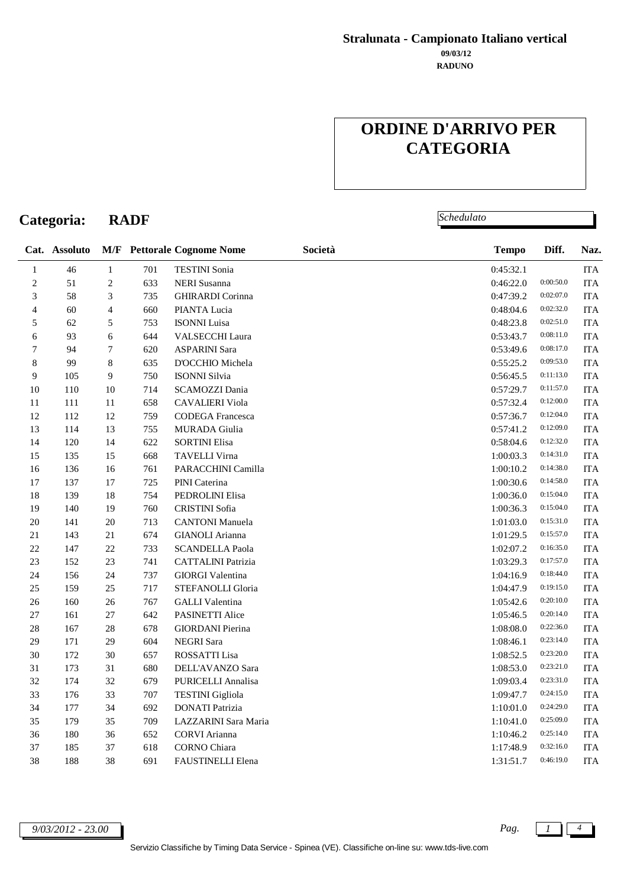**Stralunata - Campionato Italiano vertical**
**09/03/12**
**RADUNO**

# ORDINE D'ARRIVO PER CATEGORIA

## Categoria: RADF

*Schedulato*

| Cat. | Assoluto | M/F | Pettorale | Cognome Nome | Società | Tempo | Diff. | Naz. |
|---|---|---|---|---|---|---|---|---|
| 1 | 46 | 1 | 701 | TESTINI Sonia | | 0:45:32.1 | | ITA |
| 2 | 51 | 2 | 633 | NERI Susanna | | 0:46:22.0 | 0:00:50.0 | ITA |
| 3 | 58 | 3 | 735 | GHIRARDI Corinna | | 0:47:39.2 | 0:02:07.0 | ITA |
| 4 | 60 | 4 | 660 | PIANTA Lucia | | 0:48:04.6 | 0:02:32.0 | ITA |
| 5 | 62 | 5 | 753 | ISONNI Luisa | | 0:48:23.8 | 0:02:51.0 | ITA |
| 6 | 93 | 6 | 644 | VALSECCHI Laura | | 0:53:43.7 | 0:08:11.0 | ITA |
| 7 | 94 | 7 | 620 | ASPARINI Sara | | 0:53:49.6 | 0:08:17.0 | ITA |
| 8 | 99 | 8 | 635 | D'OCCHIO Michela | | 0:55:25.2 | 0:09:53.0 | ITA |
| 9 | 105 | 9 | 750 | ISONNI Silvia | | 0:56:45.5 | 0:11:13.0 | ITA |
| 10 | 110 | 10 | 714 | SCAMOZZI Dania | | 0:57:29.7 | 0:11:57.0 | ITA |
| 11 | 111 | 11 | 658 | CAVALIERI Viola | | 0:57:32.4 | 0:12:00.0 | ITA |
| 12 | 112 | 12 | 759 | CODEGA Francesca | | 0:57:36.7 | 0:12:04.0 | ITA |
| 13 | 114 | 13 | 755 | MURADA Giulia | | 0:57:41.2 | 0:12:09.0 | ITA |
| 14 | 120 | 14 | 622 | SORTINI Elisa | | 0:58:04.6 | 0:12:32.0 | ITA |
| 15 | 135 | 15 | 668 | TAVELLI Virna | | 1:00:03.3 | 0:14:31.0 | ITA |
| 16 | 136 | 16 | 761 | PARACCHINI Camilla | | 1:00:10.2 | 0:14:38.0 | ITA |
| 17 | 137 | 17 | 725 | PINI Caterina | | 1:00:30.6 | 0:14:58.0 | ITA |
| 18 | 139 | 18 | 754 | PEDROLINI Elisa | | 1:00:36.0 | 0:15:04.0 | ITA |
| 19 | 140 | 19 | 760 | CRISTINI Sofia | | 1:00:36.3 | 0:15:04.0 | ITA |
| 20 | 141 | 20 | 713 | CANTONI Manuela | | 1:01:03.0 | 0:15:31.0 | ITA |
| 21 | 143 | 21 | 674 | GIANOLI Arianna | | 1:01:29.5 | 0:15:57.0 | ITA |
| 22 | 147 | 22 | 733 | SCANDELLA Paola | | 1:02:07.2 | 0:16:35.0 | ITA |
| 23 | 152 | 23 | 741 | CATTALINI Patrizia | | 1:03:29.3 | 0:17:57.0 | ITA |
| 24 | 156 | 24 | 737 | GIORGI Valentina | | 1:04:16.9 | 0:18:44.0 | ITA |
| 25 | 159 | 25 | 717 | STEFANOLLI Gloria | | 1:04:47.9 | 0:19:15.0 | ITA |
| 26 | 160 | 26 | 767 | GALLI Valentina | | 1:05:42.6 | 0:20:10.0 | ITA |
| 27 | 161 | 27 | 642 | PASINETTI Alice | | 1:05:46.5 | 0:20:14.0 | ITA |
| 28 | 167 | 28 | 678 | GIORDANI Pierina | | 1:08:08.0 | 0:22:36.0 | ITA |
| 29 | 171 | 29 | 604 | NEGRI Sara | | 1:08:46.1 | 0:23:14.0 | ITA |
| 30 | 172 | 30 | 657 | ROSSATTI Lisa | | 1:08:52.5 | 0:23:20.0 | ITA |
| 31 | 173 | 31 | 680 | DELL'AVANZO Sara | | 1:08:53.0 | 0:23:21.0 | ITA |
| 32 | 174 | 32 | 679 | PURICELLI Annalisa | | 1:09:03.4 | 0:23:31.0 | ITA |
| 33 | 176 | 33 | 707 | TESTINI Gigliola | | 1:09:47.7 | 0:24:15.0 | ITA |
| 34 | 177 | 34 | 692 | DONATI Patrizia | | 1:10:01.0 | 0:24:29.0 | ITA |
| 35 | 179 | 35 | 709 | LAZZARINI Sara Maria | | 1:10:41.0 | 0:25:09.0 | ITA |
| 36 | 180 | 36 | 652 | CORVI Arianna | | 1:10:46.2 | 0:25:14.0 | ITA |
| 37 | 185 | 37 | 618 | CORNO Chiara | | 1:17:48.9 | 0:32:16.0 | ITA |
| 38 | 188 | 38 | 691 | FAUSTINELLI Elena | | 1:31:51.7 | 0:46:19.0 | ITA |

*9/03/2012 - 23.00*

Servizio Classifiche by Timing Data Service - Spinea (VE). Classifiche on-line su: www.tds-live.com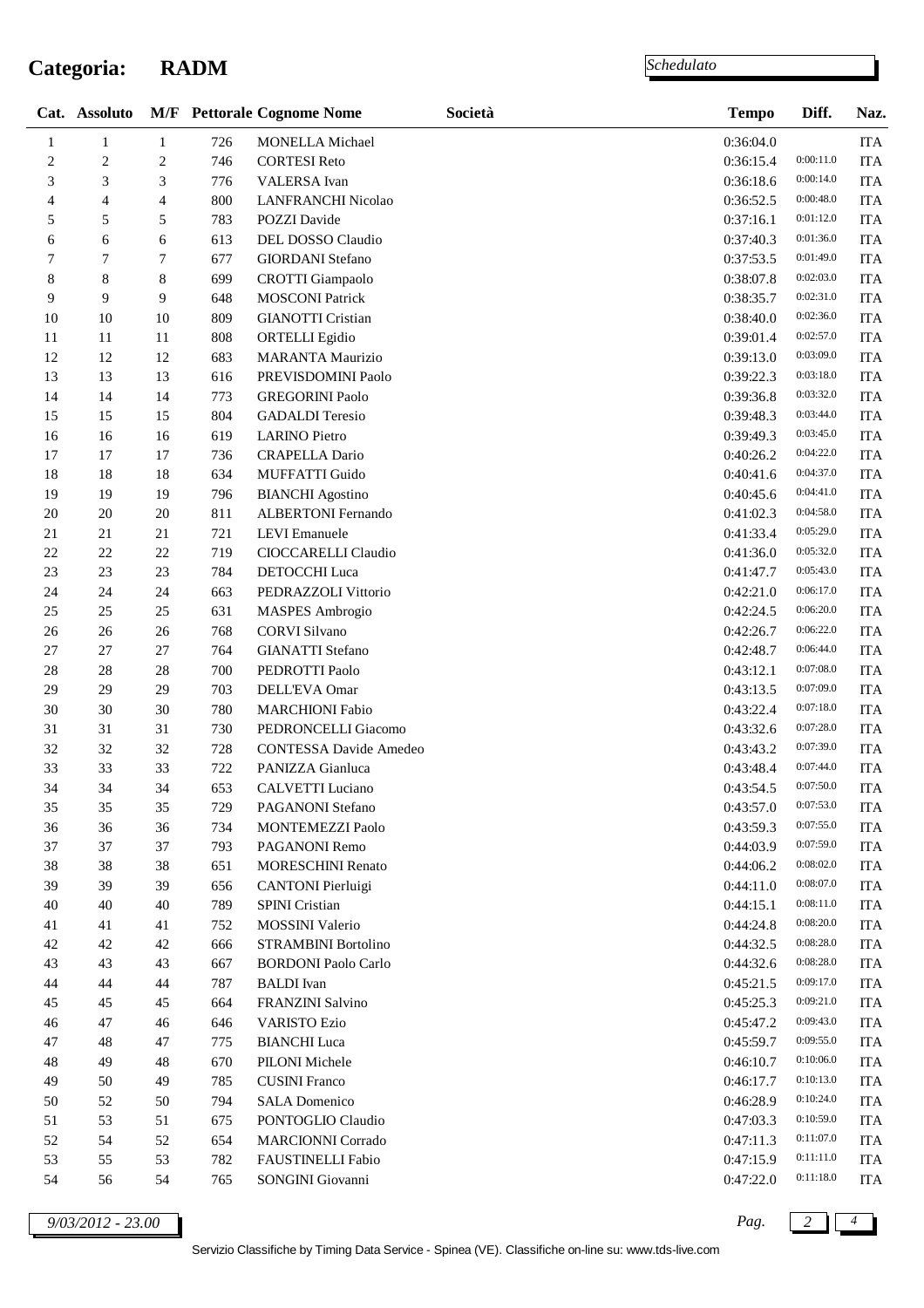# Categoria: RADM

*Schedulato*

| Cat. | Assoluto | M/F | Pettorale | Cognome Nome | Società | Tempo | Diff. | Naz. |
|---|---|---|---|---|---|---|---|---|
| 1 | 1 | 1 | 726 | MONELLA Michael | | 0:36:04.0 | | ITA |
| 2 | 2 | 2 | 746 | CORTESI Reto | | 0:36:15.4 | 0:00:11.0 | ITA |
| 3 | 3 | 3 | 776 | VALERSA Ivan | | 0:36:18.6 | 0:00:14.0 | ITA |
| 4 | 4 | 4 | 800 | LANFRANCHI Nicolao | | 0:36:52.5 | 0:00:48.0 | ITA |
| 5 | 5 | 5 | 783 | POZZI Davide | | 0:37:16.1 | 0:01:12.0 | ITA |
| 6 | 6 | 6 | 613 | DEL DOSSO Claudio | | 0:37:40.3 | 0:01:36.0 | ITA |
| 7 | 7 | 7 | 677 | GIORDANI Stefano | | 0:37:53.5 | 0:01:49.0 | ITA |
| 8 | 8 | 8 | 699 | CROTTI Giampaolo | | 0:38:07.8 | 0:02:03.0 | ITA |
| 9 | 9 | 9 | 648 | MOSCONI Patrick | | 0:38:35.7 | 0:02:31.0 | ITA |
| 10 | 10 | 10 | 809 | GIANOTTI Cristian | | 0:38:40.0 | 0:02:36.0 | ITA |
| 11 | 11 | 11 | 808 | ORTELLI Egidio | | 0:39:01.4 | 0:02:57.0 | ITA |
| 12 | 12 | 12 | 683 | MARANTA Maurizio | | 0:39:13.0 | 0:03:09.0 | ITA |
| 13 | 13 | 13 | 616 | PREVISDOMINI Paolo | | 0:39:22.3 | 0:03:18.0 | ITA |
| 14 | 14 | 14 | 773 | GREGORINI Paolo | | 0:39:36.8 | 0:03:32.0 | ITA |
| 15 | 15 | 15 | 804 | GADALDI Teresio | | 0:39:48.3 | 0:03:44.0 | ITA |
| 16 | 16 | 16 | 619 | LARINO Pietro | | 0:39:49.3 | 0:03:45.0 | ITA |
| 17 | 17 | 17 | 736 | CRAPELLA Dario | | 0:40:26.2 | 0:04:22.0 | ITA |
| 18 | 18 | 18 | 634 | MUFFATTI Guido | | 0:40:41.6 | 0:04:37.0 | ITA |
| 19 | 19 | 19 | 796 | BIANCHI Agostino | | 0:40:45.6 | 0:04:41.0 | ITA |
| 20 | 20 | 20 | 811 | ALBERTONI Fernando | | 0:41:02.3 | 0:04:58.0 | ITA |
| 21 | 21 | 21 | 721 | LEVI Emanuele | | 0:41:33.4 | 0:05:29.0 | ITA |
| 22 | 22 | 22 | 719 | CIOCCARELLI Claudio | | 0:41:36.0 | 0:05:32.0 | ITA |
| 23 | 23 | 23 | 784 | DETOCCHI Luca | | 0:41:47.7 | 0:05:43.0 | ITA |
| 24 | 24 | 24 | 663 | PEDRAZZOLI Vittorio | | 0:42:21.0 | 0:06:17.0 | ITA |
| 25 | 25 | 25 | 631 | MASPES Ambrogio | | 0:42:24.5 | 0:06:20.0 | ITA |
| 26 | 26 | 26 | 768 | CORVI Silvano | | 0:42:26.7 | 0:06:22.0 | ITA |
| 27 | 27 | 27 | 764 | GIANATTI Stefano | | 0:42:48.7 | 0:06:44.0 | ITA |
| 28 | 28 | 28 | 700 | PEDROTTI Paolo | | 0:43:12.1 | 0:07:08.0 | ITA |
| 29 | 29 | 29 | 703 | DELL'EVA Omar | | 0:43:13.5 | 0:07:09.0 | ITA |
| 30 | 30 | 30 | 780 | MARCHIONI Fabio | | 0:43:22.4 | 0:07:18.0 | ITA |
| 31 | 31 | 31 | 730 | PEDRONCELLI Giacomo | | 0:43:32.6 | 0:07:28.0 | ITA |
| 32 | 32 | 32 | 728 | CONTESSA Davide Amedeo | | 0:43:43.2 | 0:07:39.0 | ITA |
| 33 | 33 | 33 | 722 | PANIZZA Gianluca | | 0:43:48.4 | 0:07:44.0 | ITA |
| 34 | 34 | 34 | 653 | CALVETTI Luciano | | 0:43:54.5 | 0:07:50.0 | ITA |
| 35 | 35 | 35 | 729 | PAGANONI Stefano | | 0:43:57.0 | 0:07:53.0 | ITA |
| 36 | 36 | 36 | 734 | MONTEMEZZI Paolo | | 0:43:59.3 | 0:07:55.0 | ITA |
| 37 | 37 | 37 | 793 | PAGANONI Remo | | 0:44:03.9 | 0:07:59.0 | ITA |
| 38 | 38 | 38 | 651 | MORESCHINI Renato | | 0:44:06.2 | 0:08:02.0 | ITA |
| 39 | 39 | 39 | 656 | CANTONI Pierluigi | | 0:44:11.0 | 0:08:07.0 | ITA |
| 40 | 40 | 40 | 789 | SPINI Cristian | | 0:44:15.1 | 0:08:11.0 | ITA |
| 41 | 41 | 41 | 752 | MOSSINI Valerio | | 0:44:24.8 | 0:08:20.0 | ITA |
| 42 | 42 | 42 | 666 | STRAMBINI Bortolino | | 0:44:32.5 | 0:08:28.0 | ITA |
| 43 | 43 | 43 | 667 | BORDONI Paolo Carlo | | 0:44:32.6 | 0:08:28.0 | ITA |
| 44 | 44 | 44 | 787 | BALDI Ivan | | 0:45:21.5 | 0:09:17.0 | ITA |
| 45 | 45 | 45 | 664 | FRANZINI Salvino | | 0:45:25.3 | 0:09:21.0 | ITA |
| 46 | 47 | 46 | 646 | VARISTO Ezio | | 0:45:47.2 | 0:09:43.0 | ITA |
| 47 | 48 | 47 | 775 | BIANCHI Luca | | 0:45:59.7 | 0:09:55.0 | ITA |
| 48 | 49 | 48 | 670 | PILONI Michele | | 0:46:10.7 | 0:10:06.0 | ITA |
| 49 | 50 | 49 | 785 | CUSINI Franco | | 0:46:17.7 | 0:10:13.0 | ITA |
| 50 | 52 | 50 | 794 | SALA Domenico | | 0:46:28.9 | 0:10:24.0 | ITA |
| 51 | 53 | 51 | 675 | PONTOGLIO Claudio | | 0:47:03.3 | 0:10:59.0 | ITA |
| 52 | 54 | 52 | 654 | MARCIONNI Corrado | | 0:47:11.3 | 0:11:07.0 | ITA |
| 53 | 55 | 53 | 782 | FAUSTINELLI Fabio | | 0:47:15.9 | 0:11:11.0 | ITA |
| 54 | 56 | 54 | 765 | SONGINI Giovanni | | 0:47:22.0 | 0:11:18.0 | ITA |

*9/03/2012 - 23.00*

Servizio Classifiche by Timing Data Service - Spinea (VE). Classifiche on-line su: www.tds-live.com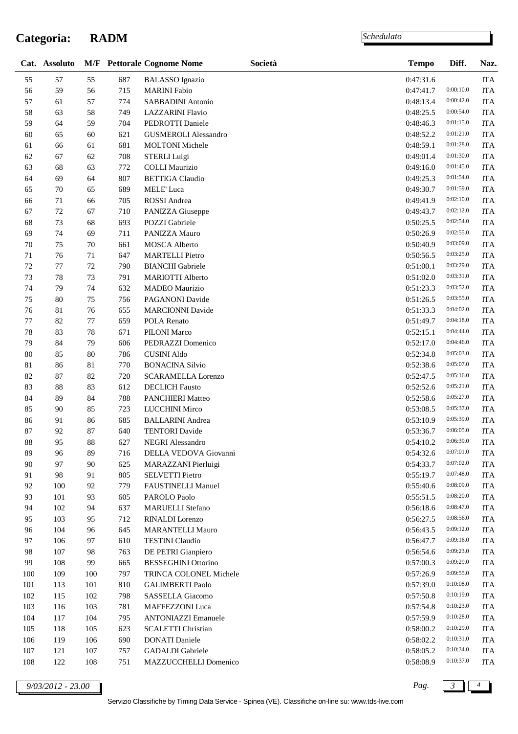# Categoria: RADM

*Schedulato*

| Cat. | Assoluto | M/F | Pettorale | Cognome Nome | Società | Tempo | Diff. | Naz. |
|---|---|---|---|---|---|---|---|---|
| 55 | 57 | 55 | 687 | BALASSO Ignazio | | 0:47:31.6 | | ITA |
| 56 | 59 | 56 | 715 | MARINI Fabio | | 0:47:41.7 | 0:00:10.0 | ITA |
| 57 | 61 | 57 | 774 | SABBADINI Antonio | | 0:48:13.4 | 0:00:42.0 | ITA |
| 58 | 63 | 58 | 749 | LAZZARINI Flavio | | 0:48:25.5 | 0:00:54.0 | ITA |
| 59 | 64 | 59 | 704 | PEDROTTI Daniele | | 0:48:46.3 | 0:01:15.0 | ITA |
| 60 | 65 | 60 | 621 | GUSMEROLI Alessandro | | 0:48:52.2 | 0:01:21.0 | ITA |
| 61 | 66 | 61 | 681 | MOLTONI Michele | | 0:48:59.1 | 0:01:28.0 | ITA |
| 62 | 67 | 62 | 708 | STERLI Luigi | | 0:49:01.4 | 0:01:30.0 | ITA |
| 63 | 68 | 63 | 772 | COLLI Maurizio | | 0:49:16.0 | 0:01:45.0 | ITA |
| 64 | 69 | 64 | 807 | BETTIGA Claudio | | 0:49:25.3 | 0:01:54.0 | ITA |
| 65 | 70 | 65 | 689 | MELE' Luca | | 0:49:30.7 | 0:01:59.0 | ITA |
| 66 | 71 | 66 | 705 | ROSSI Andrea | | 0:49:41.9 | 0:02:10.0 | ITA |
| 67 | 72 | 67 | 710 | PANIZZA Giuseppe | | 0:49:43.7 | 0:02:12.0 | ITA |
| 68 | 73 | 68 | 693 | POZZI Gabriele | | 0:50:25.5 | 0:02:54.0 | ITA |
| 69 | 74 | 69 | 711 | PANIZZA Mauro | | 0:50:26.9 | 0:02:55.0 | ITA |
| 70 | 75 | 70 | 661 | MOSCA Alberto | | 0:50:40.9 | 0:03:09.0 | ITA |
| 71 | 76 | 71 | 647 | MARTELLI Pietro | | 0:50:56.5 | 0:03:25.0 | ITA |
| 72 | 77 | 72 | 790 | BIANCHI Gabriele | | 0:51:00.1 | 0:03:29.0 | ITA |
| 73 | 78 | 73 | 791 | MARIOTTI Alberto | | 0:51:02.0 | 0:03:31.0 | ITA |
| 74 | 79 | 74 | 632 | MADEO Maurizio | | 0:51:23.3 | 0:03:52.0 | ITA |
| 75 | 80 | 75 | 756 | PAGANONI Davide | | 0:51:26.5 | 0:03:55.0 | ITA |
| 76 | 81 | 76 | 655 | MARCIONNI Davide | | 0:51:33.3 | 0:04:02.0 | ITA |
| 77 | 82 | 77 | 659 | POLA Renato | | 0:51:49.7 | 0:04:18.0 | ITA |
| 78 | 83 | 78 | 671 | PILONI Marco | | 0:52:15.1 | 0:04:44.0 | ITA |
| 79 | 84 | 79 | 606 | PEDRAZZI Domenico | | 0:52:17.0 | 0:04:46.0 | ITA |
| 80 | 85 | 80 | 786 | CUSINI Aldo | | 0:52:34.8 | 0:05:03.0 | ITA |
| 81 | 86 | 81 | 770 | BONACINA Silvio | | 0:52:38.6 | 0:05:07.0 | ITA |
| 82 | 87 | 82 | 720 | SCARAMELLA Lorenzo | | 0:52:47.5 | 0:05:16.0 | ITA |
| 83 | 88 | 83 | 612 | DECLICH Fausto | | 0:52:52.6 | 0:05:21.0 | ITA |
| 84 | 89 | 84 | 788 | PANCHIERI Matteo | | 0:52:58.6 | 0:05:27.0 | ITA |
| 85 | 90 | 85 | 723 | LUCCHINI Mirco | | 0:53:08.5 | 0:05:37.0 | ITA |
| 86 | 91 | 86 | 685 | BALLARINI Andrea | | 0:53:10.9 | 0:05:39.0 | ITA |
| 87 | 92 | 87 | 640 | TENTORI Davide | | 0:53:36.7 | 0:06:05.0 | ITA |
| 88 | 95 | 88 | 627 | NEGRI Alessandro | | 0:54:10.2 | 0:06:39.0 | ITA |
| 89 | 96 | 89 | 716 | DELLA VEDOVA Giovanni | | 0:54:32.6 | 0:07:01.0 | ITA |
| 90 | 97 | 90 | 625 | MARAZZANI Pierluigi | | 0:54:33.7 | 0:07:02.0 | ITA |
| 91 | 98 | 91 | 805 | SELVETTI Pietro | | 0:55:19.7 | 0:07:48.0 | ITA |
| 92 | 100 | 92 | 779 | FAUSTINELLI Manuel | | 0:55:40.6 | 0:08:09.0 | ITA |
| 93 | 101 | 93 | 605 | PAROLO Paolo | | 0:55:51.5 | 0:08:20.0 | ITA |
| 94 | 102 | 94 | 637 | MARUELLI Stefano | | 0:56:18.6 | 0:08:47.0 | ITA |
| 95 | 103 | 95 | 712 | RINALDI Lorenzo | | 0:56:27.5 | 0:08:56.0 | ITA |
| 96 | 104 | 96 | 645 | MARANTELLI Mauro | | 0:56:43.5 | 0:09:12.0 | ITA |
| 97 | 106 | 97 | 610 | TESTINI Claudio | | 0:56:47.7 | 0:09:16.0 | ITA |
| 98 | 107 | 98 | 763 | DE PETRI Gianpiero | | 0:56:54.6 | 0:09:23.0 | ITA |
| 99 | 108 | 99 | 665 | BESSEGHINI Ottorino | | 0:57:00.3 | 0:09:29.0 | ITA |
| 100 | 109 | 100 | 797 | TRINCA COLONEL Michele | | 0:57:26.9 | 0:09:55.0 | ITA |
| 101 | 113 | 101 | 810 | GALIMBERTI Paolo | | 0:57:39.0 | 0:10:08.0 | ITA |
| 102 | 115 | 102 | 798 | SASSELLA Giacomo | | 0:57:50.8 | 0:10:19.0 | ITA |
| 103 | 116 | 103 | 781 | MAFFEZZONI Luca | | 0:57:54.8 | 0:10:23.0 | ITA |
| 104 | 117 | 104 | 795 | ANTONIAZZI Emanuele | | 0:57:59.9 | 0:10:28.0 | ITA |
| 105 | 118 | 105 | 623 | SCALETTI Christian | | 0:58:00.2 | 0:10:29.0 | ITA |
| 106 | 119 | 106 | 690 | DONATI Daniele | | 0:58:02.2 | 0:10:31.0 | ITA |
| 107 | 121 | 107 | 757 | GADALDI Gabriele | | 0:58:05.2 | 0:10:34.0 | ITA |
| 108 | 122 | 108 | 751 | MAZZUCCHELLI Domenico | | 0:58:08.9 | 0:10:37.0 | ITA |

*9/03/2012 - 23.00*

Servizio Classifiche by Timing Data Service - Spinea (VE). Classifiche on-line su: www.tds-live.com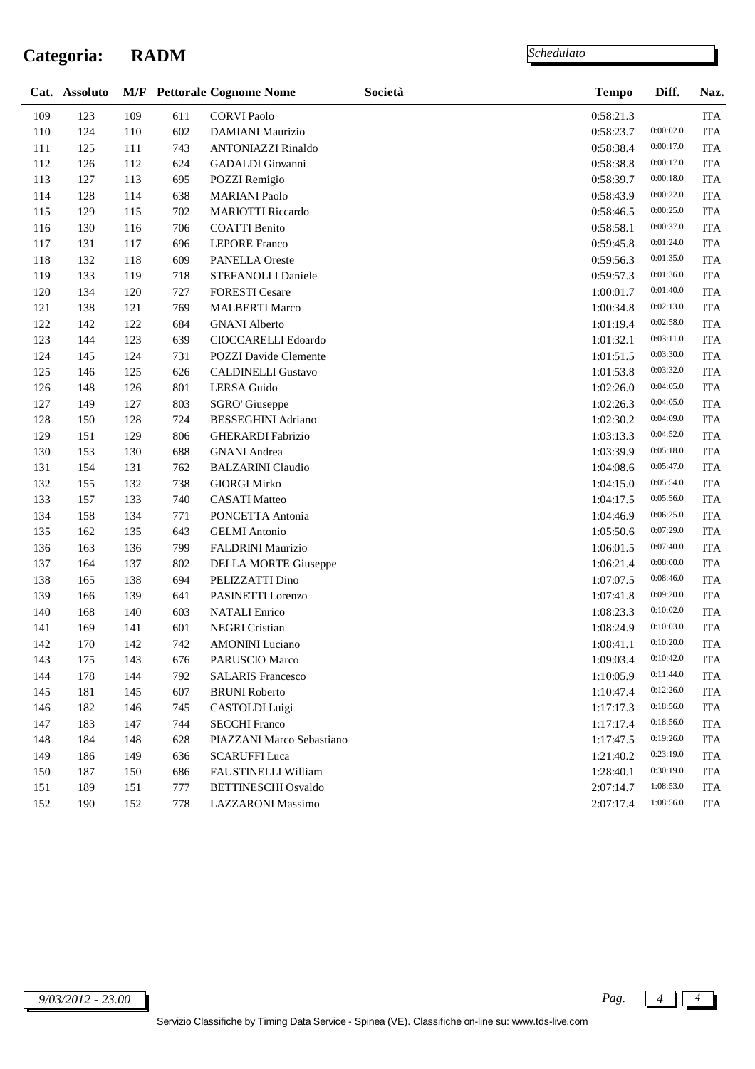# Categoria: RADM

*Schedulato*

| Cat. | Assoluto | M/F | Pettorale | Cognome Nome | Società | Tempo | Diff. | Naz. |
|---|---|---|---|---|---|---|---|---|
| 109 | 123 | 109 | 611 | CORVI Paolo | | 0:58:21.3 | | ITA |
| 110 | 124 | 110 | 602 | DAMIANI Maurizio | | 0:58:23.7 | 0:00:02.0 | ITA |
| 111 | 125 | 111 | 743 | ANTONIAZZI Rinaldo | | 0:58:38.4 | 0:00:17.0 | ITA |
| 112 | 126 | 112 | 624 | GADALDI Giovanni | | 0:58:38.8 | 0:00:17.0 | ITA |
| 113 | 127 | 113 | 695 | POZZI Remigio | | 0:58:39.7 | 0:00:18.0 | ITA |
| 114 | 128 | 114 | 638 | MARIANI Paolo | | 0:58:43.9 | 0:00:22.0 | ITA |
| 115 | 129 | 115 | 702 | MARIOTTI Riccardo | | 0:58:46.5 | 0:00:25.0 | ITA |
| 116 | 130 | 116 | 706 | COATTI Benito | | 0:58:58.1 | 0:00:37.0 | ITA |
| 117 | 131 | 117 | 696 | LEPORE Franco | | 0:59:45.8 | 0:01:24.0 | ITA |
| 118 | 132 | 118 | 609 | PANELLA Oreste | | 0:59:56.3 | 0:01:35.0 | ITA |
| 119 | 133 | 119 | 718 | STEFANOLLI Daniele | | 0:59:57.3 | 0:01:36.0 | ITA |
| 120 | 134 | 120 | 727 | FORESTI Cesare | | 1:00:01.7 | 0:01:40.0 | ITA |
| 121 | 138 | 121 | 769 | MALBERTI Marco | | 1:00:34.8 | 0:02:13.0 | ITA |
| 122 | 142 | 122 | 684 | GNANI Alberto | | 1:01:19.4 | 0:02:58.0 | ITA |
| 123 | 144 | 123 | 639 | CIOCCARELLI Edoardo | | 1:01:32.1 | 0:03:11.0 | ITA |
| 124 | 145 | 124 | 731 | POZZI Davide Clemente | | 1:01:51.5 | 0:03:30.0 | ITA |
| 125 | 146 | 125 | 626 | CALDINELLI Gustavo | | 1:01:53.8 | 0:03:32.0 | ITA |
| 126 | 148 | 126 | 801 | LERSA Guido | | 1:02:26.0 | 0:04:05.0 | ITA |
| 127 | 149 | 127 | 803 | SGRO' Giuseppe | | 1:02:26.3 | 0:04:05.0 | ITA |
| 128 | 150 | 128 | 724 | BESSEGHINI Adriano | | 1:02:30.2 | 0:04:09.0 | ITA |
| 129 | 151 | 129 | 806 | GHERARDI Fabrizio | | 1:03:13.3 | 0:04:52.0 | ITA |
| 130 | 153 | 130 | 688 | GNANI Andrea | | 1:03:39.9 | 0:05:18.0 | ITA |
| 131 | 154 | 131 | 762 | BALZARINI Claudio | | 1:04:08.6 | 0:05:47.0 | ITA |
| 132 | 155 | 132 | 738 | GIORGI Mirko | | 1:04:15.0 | 0:05:54.0 | ITA |
| 133 | 157 | 133 | 740 | CASATI Matteo | | 1:04:17.5 | 0:05:56.0 | ITA |
| 134 | 158 | 134 | 771 | PONCETTA Antonia | | 1:04:46.9 | 0:06:25.0 | ITA |
| 135 | 162 | 135 | 643 | GELMI Antonio | | 1:05:50.6 | 0:07:29.0 | ITA |
| 136 | 163 | 136 | 799 | FALDRINI Maurizio | | 1:06:01.5 | 0:07:40.0 | ITA |
| 137 | 164 | 137 | 802 | DELLA MORTE Giuseppe | | 1:06:21.4 | 0:08:00.0 | ITA |
| 138 | 165 | 138 | 694 | PELIZZATTI Dino | | 1:07:07.5 | 0:08:46.0 | ITA |
| 139 | 166 | 139 | 641 | PASINETTI Lorenzo | | 1:07:41.8 | 0:09:20.0 | ITA |
| 140 | 168 | 140 | 603 | NATALI Enrico | | 1:08:23.3 | 0:10:02.0 | ITA |
| 141 | 169 | 141 | 601 | NEGRI Cristian | | 1:08:24.9 | 0:10:03.0 | ITA |
| 142 | 170 | 142 | 742 | AMONINI Luciano | | 1:08:41.1 | 0:10:20.0 | ITA |
| 143 | 175 | 143 | 676 | PARUSCIO Marco | | 1:09:03.4 | 0:10:42.0 | ITA |
| 144 | 178 | 144 | 792 | SALARIS Francesco | | 1:10:05.9 | 0:11:44.0 | ITA |
| 145 | 181 | 145 | 607 | BRUNI Roberto | | 1:10:47.4 | 0:12:26.0 | ITA |
| 146 | 182 | 146 | 745 | CASTOLDI Luigi | | 1:17:17.3 | 0:18:56.0 | ITA |
| 147 | 183 | 147 | 744 | SECCHI Franco | | 1:17:17.4 | 0:18:56.0 | ITA |
| 148 | 184 | 148 | 628 | PIAZZANI Marco Sebastiano | | 1:17:47.5 | 0:19:26.0 | ITA |
| 149 | 186 | 149 | 636 | SCARUFFI Luca | | 1:21:40.2 | 0:23:19.0 | ITA |
| 150 | 187 | 150 | 686 | FAUSTINELLI William | | 1:28:40.1 | 0:30:19.0 | ITA |
| 151 | 189 | 151 | 777 | BETTINESCHI Osvaldo | | 2:07:14.7 | 1:08:53.0 | ITA |
| 152 | 190 | 152 | 778 | LAZZARONI Massimo | | 2:07:17.4 | 1:08:56.0 | ITA |

*9/03/2012 - 23.00*

Servizio Classifiche by Timing Data Service - Spinea (VE). Classifiche on-line su: www.tds-live.com